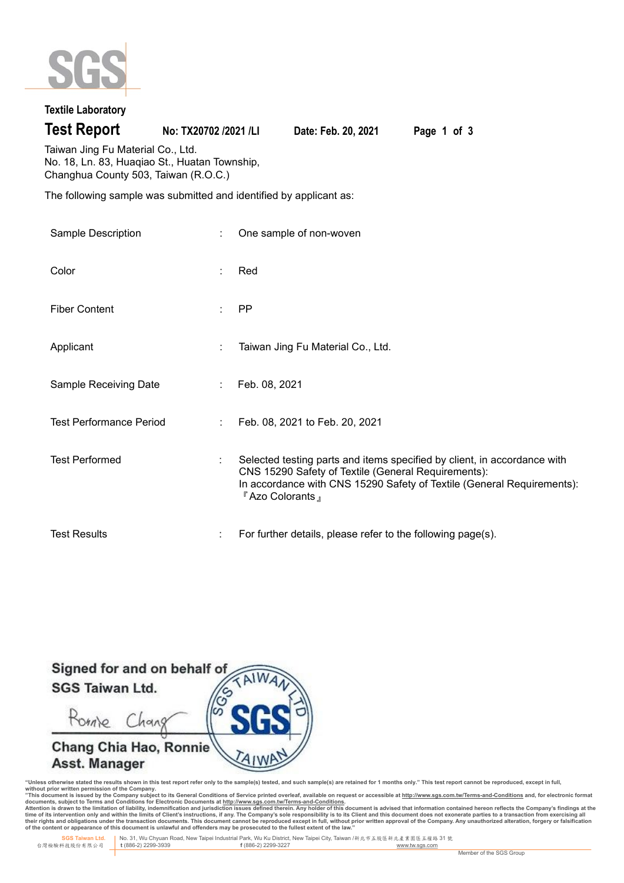Textile Laboratory

# Test Report

**No: TX20702 /2021 /LI** **Date: Feb. 20, 2021**

Taiwan Jing Fu Material Co., Ltd.
No. 18, Ln. 83, Huaqiao St., Huatan Township,
Changhua County 503, Taiwan (R.O.C.)

The following sample was submitted and identified by applicant as:

| | | |
|---|---|---|
| Sample Description | : | One sample of non-woven |
| Color | : | Red |
| Fiber Content | : | PP |
| Applicant | : | Taiwan Jing Fu Material Co., Ltd. |
| Sample Receiving Date | : | Feb. 08, 2021 |
| Test Performance Period | : | Feb. 08, 2021 to Feb. 20, 2021 |
| Test Performed | : | Selected testing parts and items specified by client, in accordance with CNS 15290 Safety of Textile (General Requirements): In accordance with CNS 15290 Safety of Textile (General Requirements): 『Azo Colorants』 |
| Test Results | : | For further details, please refer to the following page(s). |

Signed for and on behalf of
SGS Taiwan Ltd.

Ronnie Chang

Chang Chia Hao, Ronnie
Asst. Manager

"Unless otherwise stated the results shown in this test report refer only to the sample(s) tested, and such sample(s) are retained for 1 months only." This test report cannot be reproduced, except in full, without prior written permission of the Company.
"This document is issued by the Company subject to its General Conditions of Service printed overleaf, available on request or accessible at http://www.sgs.com.tw/Terms-and-Conditions and, for electronic format documents, subject to Terms and Conditions for Electronic Documents at http://www.sgs.com.tw/Terms-and-Conditions.
Attention is drawn to the limitation of liability, indemnification and jurisdiction issues defined therein. Any holder of this document is advised that information contained hereon reflects the Company's findings at the time of its intervention only and within the limits of Client's instructions, if any. The Company's sole responsibility is to its Client and this document does not exonerate parties to a transaction from exercising all their rights and obligations under the transaction documents. This document cannot be reproduced except in full, without prior written approval of the Company. Any unauthorized alteration, forgery or falsification of the content or appearance of this document is unlawful and offenders may be prosecuted to the fullest extent of the law."

SGS Taiwan Ltd. 台灣檢驗科技股份有限公司 | No. 31, Wu Chyuan Road, New Taipei Industrial Park, Wu Ku District, New Taipei City, Taiwan /新北市五股區新北產業園區五權路31號 t (886-2) 2299-3939 f (886-2) 2299-3227 www.tw.sgs.com

Member of the SGS Group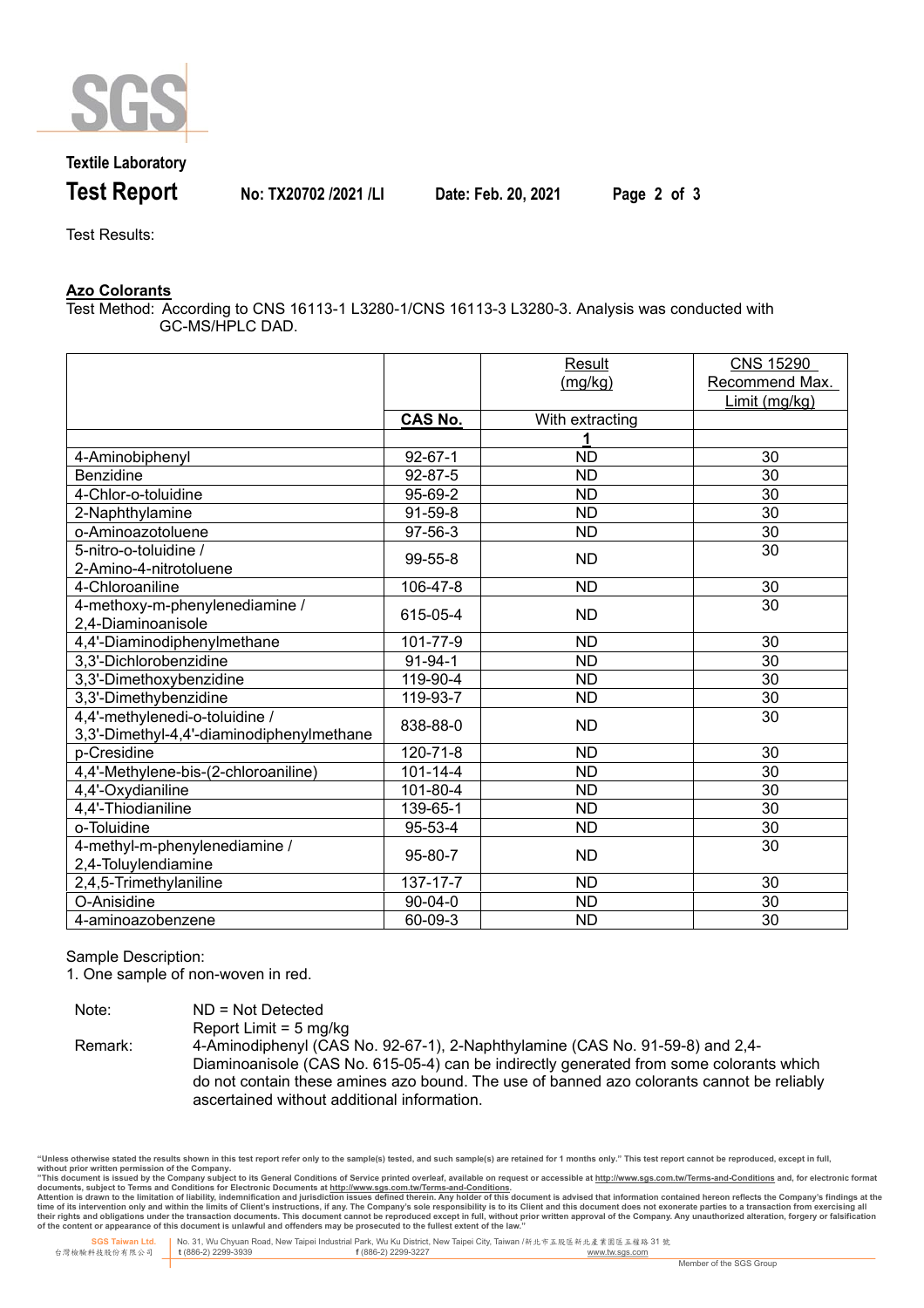**Textile Laboratory**

**Test Report** No: TX20702 /2021 /LI Date: Feb. 20, 2021

Test Results:

**Azo Colorants**

Test Method: According to CNS 16113-1 L3280-1/CNS 16113-3 L3280-3. Analysis was conducted with GC-MS/HPLC DAD.

| | CAS No. | Result (mg/kg) With extracting 1 | CNS 15290 Recommend Max. Limit (mg/kg) |
|---|---|---|---|
| 4-Aminobiphenyl | 92-67-1 | ND | 30 |
| Benzidine | 92-87-5 | ND | 30 |
| 4-Chlor-o-toluidine | 95-69-2 | ND | 30 |
| 2-Naphthylamine | 91-59-8 | ND | 30 |
| o-Aminoazotoluene | 97-56-3 | ND | 30 |
| 5-nitro-o-toluidine / 2-Amino-4-nitrotoluene | 99-55-8 | ND | 30 |
| 4-Chloroaniline | 106-47-8 | ND | 30 |
| 4-methoxy-m-phenylenediamine / 2,4-Diaminoanisole | 615-05-4 | ND | 30 |
| 4,4'-Diaminodiphenylmethane | 101-77-9 | ND | 30 |
| 3,3'-Dichlorobenzidine | 91-94-1 | ND | 30 |
| 3,3'-Dimethoxybenzidine | 119-90-4 | ND | 30 |
| 3,3'-Dimethybenzidine | 119-93-7 | ND | 30 |
| 4,4'-methylenedi-o-toluidine / 3,3'-Dimethyl-4,4'-diaminodiphenylmethane | 838-88-0 | ND | 30 |
| p-Cresidine | 120-71-8 | ND | 30 |
| 4,4'-Methylene-bis-(2-chloroaniline) | 101-14-4 | ND | 30 |
| 4,4'-Oxydianiline | 101-80-4 | ND | 30 |
| 4,4'-Thiodianiline | 139-65-1 | ND | 30 |
| o-Toluidine | 95-53-4 | ND | 30 |
| 4-methyl-m-phenylenediamine / 2,4-Toluylendiamine | 95-80-7 | ND | 30 |
| 2,4,5-Trimethylaniline | 137-17-7 | ND | 30 |
| O-Anisidine | 90-04-0 | ND | 30 |
| 4-aminoazobenzene | 60-09-3 | ND | 30 |

Sample Description:

1. One sample of non-woven in red.

Note: ND = Not Detected
Report Limit = 5 mg/kg

Remark: 4-Aminodiphenyl (CAS No. 92-67-1), 2-Naphthylamine (CAS No. 91-59-8) and 2,4-Diaminoanisole (CAS No. 615-05-4) can be indirectly generated from some colorants which do not contain these amines azo bound. The use of banned azo colorants cannot be reliably ascertained without additional information.

"Unless otherwise stated the results shown in this test report refer only to the sample(s) tested, and such sample(s) are retained for 1 months only." This test report cannot be reproduced, except in full, without prior written permission of the Company.
"This document is issued by the Company subject to its General Conditions of Service printed overleaf, available on request or accessible at http://www.sgs.com.tw/Terms-and-Conditions and, for electronic format documents, subject to Terms and Conditions for Electronic Documents at http://www.sgs.com.tw/Terms-and-Conditions.
Attention is drawn to the limitation of liability, indemnification and jurisdiction issues defined therein. Any holder of this document is advised that information contained hereon reflects the Company's findings at the time of its intervention only and within the limits of Client's instructions, if any. The Company's sole responsibility is to its Client and this document does not exonerate parties to a transaction from exercising all their rights and obligations under the transaction documents. This document cannot be reproduced except in full, without prior written approval of the Company. Any unauthorized alteration, forgery or falsification of the content or appearance of this document is unlawful and offenders may be prosecuted to the fullest extent of the law."

SGS Taiwan Ltd. 台灣檢驗科技股份有限公司 | No. 31, Wu Chyuan Road, New Taipei Industrial Park, Wu Ku District, New Taipei City, Taiwan /新北市五股區新北產業園區五權路31號 t (886-2) 2299-3939 f (886-2) 2299-3227 www.tw.sgs.com

Member of the SGS Group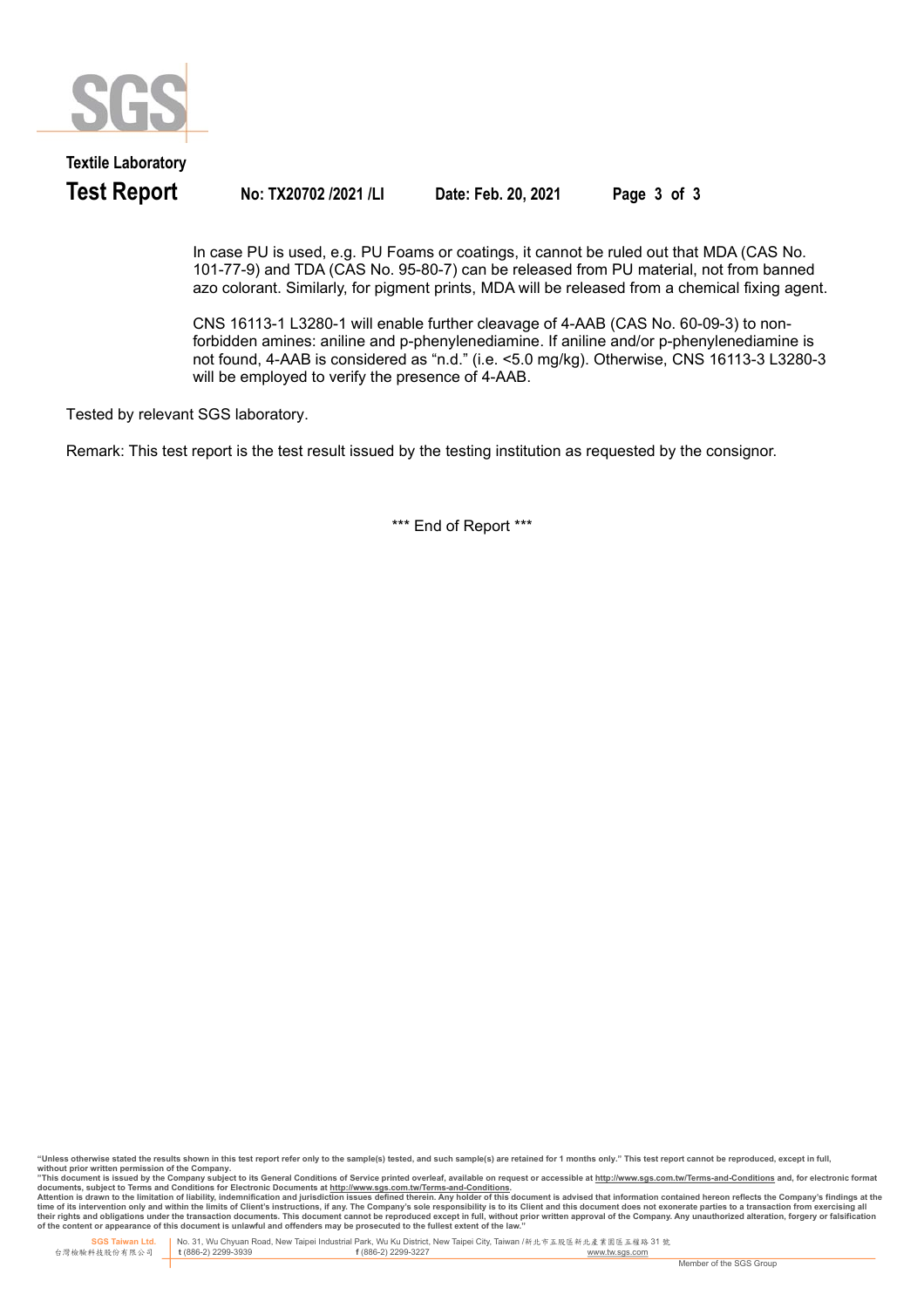In case PU is used, e.g. PU Foams or coatings, it cannot be ruled out that MDA (CAS No. 101-77-9) and TDA (CAS No. 95-80-7) can be released from PU material, not from banned azo colorant. Similarly, for pigment prints, MDA will be released from a chemical fixing agent.

CNS 16113-1 L3280-1 will enable further cleavage of 4-AAB (CAS No. 60-09-3) to non-forbidden amines: aniline and p-phenylenediamine. If aniline and/or p-phenylenediamine is not found, 4-AAB is considered as "n.d." (i.e. <5.0 mg/kg). Otherwise, CNS 16113-3 L3280-3 will be employed to verify the presence of 4-AAB.

Tested by relevant SGS laboratory.

Remark: This test report is the test result issued by the testing institution as requested by the consignor.

*** End of Report ***